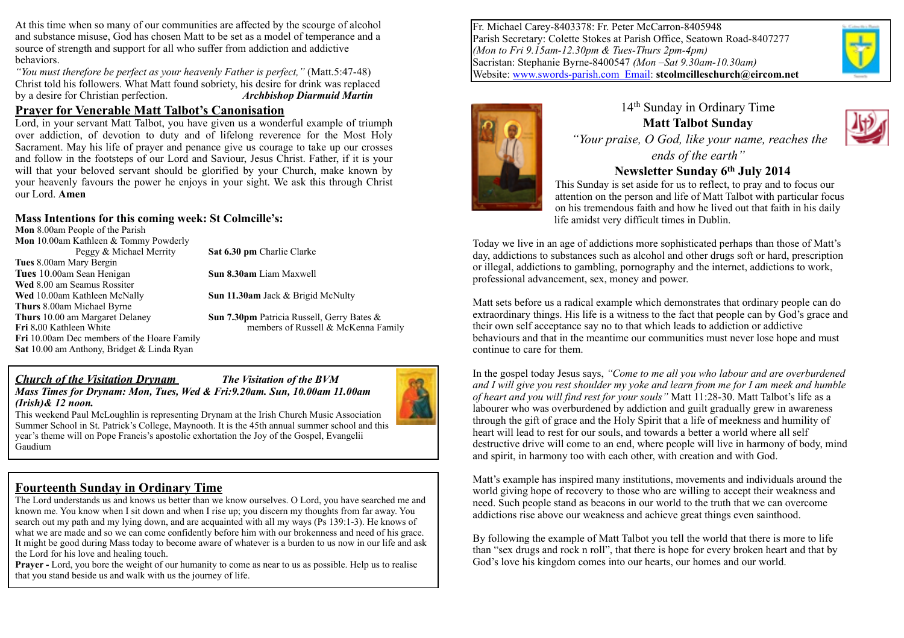At this time when so many of our communities are affected by the scourge of alcohol and substance misuse, God has chosen Matt to be set as a model of temperance and a source of strength and support for all who suffer from addiction and addictive behaviors.

*"You must therefore be perfect as your heavenly Father is perfect,"* (Matt.5:47-48) Christ told his followers. What Matt found sobriety, his desire for drink was replaced by a desire for Christian perfection. ***Archbishop Diarmuid Martin***

## Prayer for Venerable Matt Talbot's Canonisation

Lord, in your servant Matt Talbot, you have given us a wonderful example of triumph over addiction, of devotion to duty and of lifelong reverence for the Most Holy Sacrament. May his life of prayer and penance give us courage to take up our crosses and follow in the footsteps of our Lord and Saviour, Jesus Christ. Father, if it is your will that your beloved servant should be glorified by your Church, make known by your heavenly favours the power he enjoys in your sight. We ask this through Christ our Lord. **Amen**

## Mass Intentions for this coming week: St Colmcille's:

**Mon** 8.00am People of the Parish
**Mon** 10.00am Kathleen & Tommy Powderly
Peggy & Michael Merrity
**Tues** 8.00am Mary Bergin
**Tues** 10.00am Sean Henigan
**Wed** 8.00 am Seamus Rossiter
**Wed** 10.00am Kathleen McNally
**Thurs** 8.00am Michael Byrne
**Thurs** 10.00 am Margaret Delaney
**Fri** 8.00 Kathleen White
**Fri** 10.00am Dec members of the Hoare Family
**Sat** 10.00 am Anthony, Bridget & Linda Ryan
**Sat 6.30 pm** Charlie Clarke
**Sun 8.30am** Liam Maxwell
**Sun 11.30am** Jack & Brigid McNulty
**Sun 7.30pm** Patricia Russell, Gerry Bates & members of Russell & McKenna Family

## *Church of the Visitation Drynam* — *The Visitation of the BVM*

***Mass Times for Drynam: Mon, Tues, Wed & Fri:9.20am. Sun, 10.00am 11.00am (Irish)& 12 noon.***

This weekend Paul McLoughlin is representing Drynam at the Irish Church Music Association Summer School in St. Patrick's College, Maynooth. It is the 45th annual summer school and this year's theme will on Pope Francis's apostolic exhortation the Joy of the Gospel, Evangelii Gaudium

## Fourteenth Sunday in Ordinary Time

The Lord understands us and knows us better than we know ourselves. O Lord, you have searched me and known me. You know when I sit down and when I rise up; you discern my thoughts from far away. You search out my path and my lying down, and are acquainted with all my ways (Ps 139:1-3). He knows of what we are made and so we can come confidently before him with our brokenness and need of his grace. It might be good during Mass today to become aware of whatever is a burden to us now in our life and ask the Lord for his love and healing touch.

**Prayer -** Lord, you bore the weight of our humanity to come as near to us as possible. Help us to realise that you stand beside us and walk with us the journey of life.

Fr. Michael Carey-8403378: Fr. Peter McCarron-8405948
Parish Secretary: Colette Stokes at Parish Office, Seatown Road-8407277
*(Mon to Fri 9.15am-12.30pm & Tues-Thurs 2pm-4pm)*
Sacristan: Stephanie Byrne-8400547 *(Mon –Sat 9.30am-10.30am)*
Website: www.swords-parish.com Email: **stcolmcilleschurch@eircom.net**

14th Sunday in Ordinary Time

**Matt Talbot Sunday**

*"Your praise, O God, like your name, reaches the ends of the earth"*

**Newsletter Sunday 6th July 2014**

This Sunday is set aside for us to reflect, to pray and to focus our attention on the person and life of Matt Talbot with particular focus on his tremendous faith and how he lived out that faith in his daily life amidst very difficult times in Dublin.

Today we live in an age of addictions more sophisticated perhaps than those of Matt's day, addictions to substances such as alcohol and other drugs soft or hard, prescription or illegal, addictions to gambling, pornography and the internet, addictions to work, professional advancement, sex, money and power.

Matt sets before us a radical example which demonstrates that ordinary people can do extraordinary things. His life is a witness to the fact that people can by God's grace and their own self acceptance say no to that which leads to addiction or addictive behaviours and that in the meantime our communities must never lose hope and must continue to care for them.

In the gospel today Jesus says, *"Come to me all you who labour and are overburdened and I will give you rest shoulder my yoke and learn from me for I am meek and humble of heart and you will find rest for your souls"* Matt 11:28-30. Matt Talbot's life as a labourer who was overburdened by addiction and guilt gradually grew in awareness through the gift of grace and the Holy Spirit that a life of meekness and humility of heart will lead to rest for our souls, and towards a better a world where all self destructive drive will come to an end, where people will live in harmony of body, mind and spirit, in harmony too with each other, with creation and with God.

Matt's example has inspired many institutions, movements and individuals around the world giving hope of recovery to those who are willing to accept their weakness and need. Such people stand as beacons in our world to the truth that we can overcome addictions rise above our weakness and achieve great things even sainthood.

By following the example of Matt Talbot you tell the world that there is more to life than "sex drugs and rock n roll", that there is hope for every broken heart and that by God's love his kingdom comes into our hearts, our homes and our world.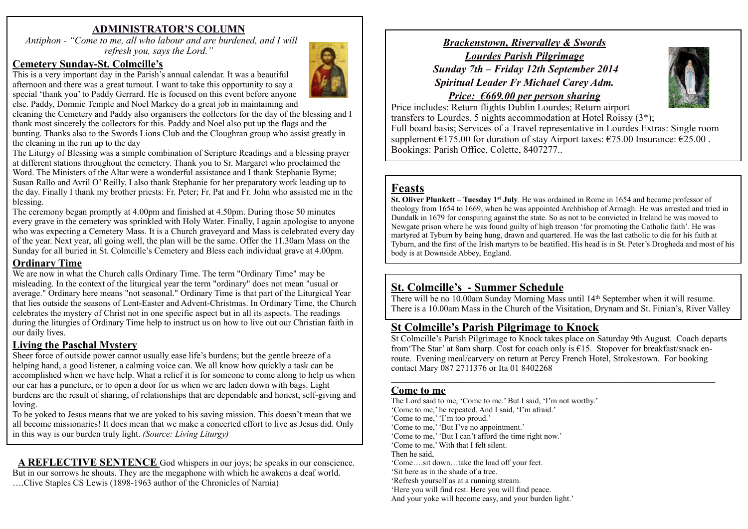## ADMINISTRATOR'S COLUMN

*Antiphon - "Come to me, all who labour and are burdened, and I will refresh you, says the Lord."*

### Cemetery Sunday-St. Colmcille's

This is a very important day in the Parish's annual calendar. It was a beautiful afternoon and there was a great turnout. I want to take this opportunity to say a special 'thank you' to Paddy Gerrard. He is focused on this event before anyone else. Paddy, Domnic Temple and Noel Markey do a great job in maintaining and cleaning the Cemetery and Paddy also organisers the collectors for the day of the blessing and I thank most sincerely the collectors for this. Paddy and Noel also put up the flags and the bunting. Thanks also to the Swords Lions Club and the Cloughran group who assist greatly in the cleaning in the run up to the day

The Liturgy of Blessing was a simple combination of Scripture Readings and a blessing prayer at different stations throughout the cemetery. Thank you to Sr. Margaret who proclaimed the Word. The Ministers of the Altar were a wonderful assistance and I thank Stephanie Byrne; Susan Rallo and Avril O' Reilly. I also thank Stephanie for her preparatory work leading up to the day. Finally I thank my brother priests: Fr. Peter; Fr. Pat and Fr. John who assisted me in the blessing.

The ceremony began promptly at 4.00pm and finished at 4.50pm. During those 50 minutes every grave in the cemetery was sprinkled with Holy Water. Finally, I again apologise to anyone who was expecting a Cemetery Mass. It is a Church graveyard and Mass is celebrated every day of the year. Next year, all going well, the plan will be the same. Offer the 11.30am Mass on the Sunday for all buried in St. Colmcille's Cemetery and Bless each individual grave at 4.00pm.

### Ordinary Time

We are now in what the Church calls Ordinary Time. The term "Ordinary Time" may be misleading. In the context of the liturgical year the term "ordinary" does not mean "usual or average." Ordinary here means "not seasonal." Ordinary Time is that part of the Liturgical Year that lies outside the seasons of Lent-Easter and Advent-Christmas. In Ordinary Time, the Church celebrates the mystery of Christ not in one specific aspect but in all its aspects. The readings during the liturgies of Ordinary Time help to instruct us on how to live out our Christian faith in our daily lives.

### Living the Paschal Mystery

Sheer force of outside power cannot usually ease life's burdens; but the gentle breeze of a helping hand, a good listener, a calming voice can. We all know how quickly a task can be accomplished when we have help. What a relief it is for someone to come along to help us when our car has a puncture, or to open a door for us when we are laden down with bags. Light burdens are the result of sharing, of relationships that are dependable and honest, self-giving and loving.

To be yoked to Jesus means that we are yoked to his saving mission. This doesn't mean that we all become missionaries! It does mean that we make a concerted effort to live as Jesus did. Only in this way is our burden truly light. *(Source: Living Liturgy)*

**A REFLECTIVE SENTENCE** God whispers in our joys; he speaks in our conscience. But in our sorrows he shouts. They are the megaphone with which he awakens a deaf world. ….Clive Staples CS Lewis (1898-1963 author of the Chronicles of Narnia)

***Brackenstown, Rivervalley & Swords***
***Lourdes Parish Pilgrimage***
***Sunday 7th – Friday 12th September 2014***
***Spiritual Leader Fr Michael Carey Adm.***
***Price: €669.00 per person sharing***

Price includes: Return flights Dublin Lourdes; Return airport transfers to Lourdes. 5 nights accommodation at Hotel Roissy (3*); Full board basis; Services of a Travel representative in Lourdes Extras: Single room supplement €175.00 for duration of stay Airport taxes: €75.00 Insurance: €25.00 . Bookings: Parish Office, Colette, 8407277..

## Feasts

**St. Oliver Plunkett** – **Tuesday 1st July**. He was ordained in Rome in 1654 and became professor of theology from 1654 to 1669, when he was appointed Archbishop of Armagh. He was arrested and tried in Dundalk in 1679 for conspiring against the state. So as not to be convicted in Ireland he was moved to Newgate prison where he was found guilty of high treason 'for promoting the Catholic faith'. He was martyred at Tyburn by being hung, drawn and quartered. He was the last catholic to die for his faith at Tyburn, and the first of the Irish martyrs to be beatified. His head is in St. Peter's Drogheda and most of his body is at Downside Abbey, England.

## St. Colmcille's - Summer Schedule

There will be no 10.00am Sunday Morning Mass until 14th September when it will resume. There is a 10.00am Mass in the Church of the Visitation, Drynam and St. Finian's, River Valley

## St Colmcille's Parish Pilgrimage to Knock

St Colmcille's Parish Pilgrimage to Knock takes place on Saturday 9th August. Coach departs from'The Star' at 8am sharp. Cost for coach only is €15. Stopover for breakfast/snack en-route. Evening meal/carvery on return at Percy French Hotel, Strokestown. For booking contact Mary 087 2711376 or Ita 01 8402268

### Come to me

The Lord said to me, 'Come to me.' But I said, 'I'm not worthy.'
'Come to me,' he repeated. And I said, 'I'm afraid.'
'Come to me,' 'I'm too proud.'
'Come to me,' 'But I've no appointment.'
'Come to me,' 'But I can't afford the time right now.'
'Come to me,' With that I felt silent.
Then he said,
'Come….sit down…take the load off your feet.
'Sit here as in the shade of a tree.
'Refresh yourself as at a running stream.
'Here you will find rest. Here you will find peace.
And your yoke will become easy, and your burden light.'